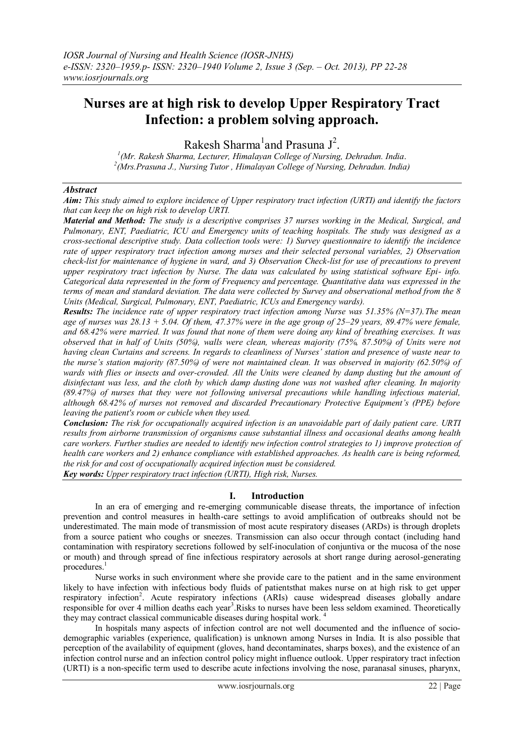# Nurses are at high risk to develop Upper Respiratory Tract Infection: a problem solving approach.

Rakesh Sharma[1] and Prasuna J[2].

[1](Mr. Rakesh Sharma, Lecturer, Himalayan College of Nursing, Dehradun. India.
[2](Mrs.Prasuna J., Nursing Tutor , Himalayan College of Nursing, Dehradun. India)

## *Abstract*

***Aim:*** *This study aimed to explore incidence of Upper respiratory tract infection (URTI) and identify the factors that can keep the on high risk to develop URTI.*

***Material and Method:*** *The study is a descriptive comprises 37 nurses working in the Medical, Surgical, and Pulmonary, ENT, Paediatric, ICU and Emergency units of teaching hospitals. The study was designed as a cross-sectional descriptive study. Data collection tools were: 1) Survey questionnaire to identify the incidence rate of upper respiratory tract infection among nurses and their selected personal variables, 2) Observation check-list for maintenance of hygiene in ward, and 3) Observation Check-list for use of precautions to prevent upper respiratory tract infection by Nurse. The data was calculated by using statistical software Epi- info. Categorical data represented in the form of Frequency and percentage. Quantitative data was expressed in the terms of mean and standard deviation. The data were collected by Survey and observational method from the 8 Units (Medical, Surgical, Pulmonary, ENT, Paediatric, ICUs and Emergency wards).*

***Results:*** *The incidence rate of upper respiratory tract infection among Nurse was 51.35% (N=37).The mean age of nurses was 28.13 + 5.04. Of them, 47.37% were in the age group of 25–29 years, 89.47% were female, and 68.42% were married. It was found that none of them were doing any kind of breathing exercises. It was observed that in half of Units (50%), walls were clean, whereas majority (75%, 87.50%) of Units were not having clean Curtains and screens. In regards to cleanliness of Nurses' station and presence of waste near to the nurse's station majority (87.50%) of were not maintained clean. It was observed in majority (62.50%) of wards with flies or insects and over-crowded. All the Units were cleaned by damp dusting but the amount of disinfectant was less, and the cloth by which damp dusting done was not washed after cleaning. In majority (89.47%) of nurses that they were not following universal precautions while handling infectious material, although 68.42% of nurses not removed and discarded Precautionary Protective Equipment's (PPE) before leaving the patient's room or cubicle when they used.*

***Conclusion:*** *The risk for occupationally acquired infection is an unavoidable part of daily patient care. URTI results from airborne transmission of organisms cause substantial illness and occasional deaths among health care workers. Further studies are needed to identify new infection control strategies to 1) improve protection of health care workers and 2) enhance compliance with established approaches. As health care is being reformed, the risk for and cost of occupationally acquired infection must be considered.*

***Key words:*** *Upper respiratory tract infection (URTI), High risk, Nurses.*

## I. Introduction

In an era of emerging and re-emerging communicable disease threats, the importance of infection prevention and control measures in health-care settings to avoid amplification of outbreaks should not be underestimated. The main mode of transmission of most acute respiratory diseases (ARDs) is through droplets from a source patient who coughs or sneezes. Transmission can also occur through contact (including hand contamination with respiratory secretions followed by self-inoculation of conjuntiva or the mucosa of the nose or mouth) and through spread of fine infectious respiratory aerosols at short range during aerosol-generating procedures.[1]

Nurse works in such environment where she provide care to the patient and in the same environment likely to have infection with infectious body fluids of patientsthat makes nurse on at high risk to get upper respiratory infection[2]. Acute respiratory infections (ARIs) cause widespread diseases globally andare responsible for over 4 million deaths each year[3].Risks to nurses have been less seldom examined. Theoretically they may contract classical communicable diseases during hospital work. [4]

In hospitals many aspects of infection control are not well documented and the influence of socio-demographic variables (experience, qualification) is unknown among Nurses in India. It is also possible that perception of the availability of equipment (gloves, hand decontaminates, sharps boxes), and the existence of an infection control nurse and an infection control policy might influence outlook. Upper respiratory tract infection (URTI) is a non-specific term used to describe acute infections involving the nose, paranasal sinuses, pharynx,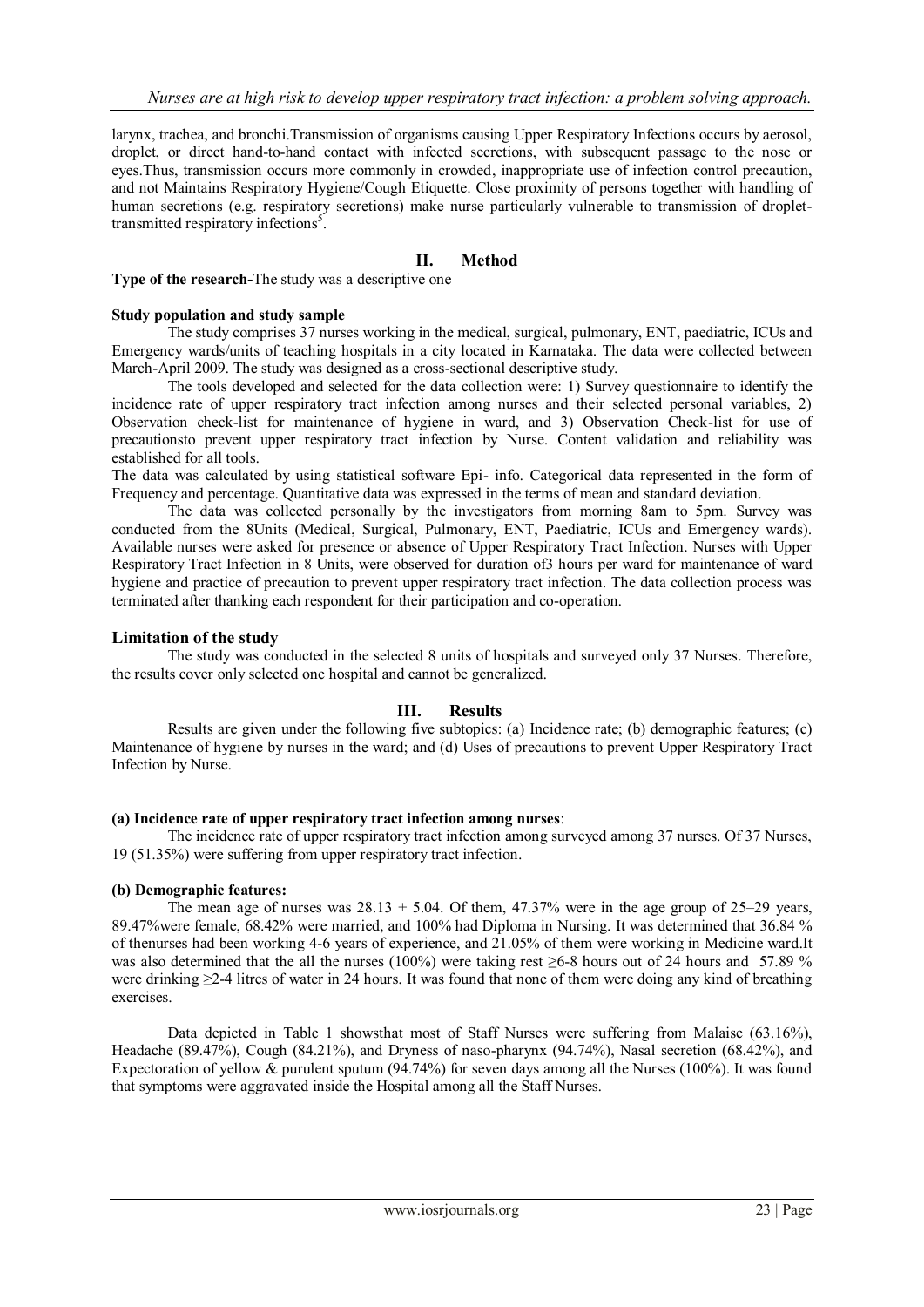larynx, trachea, and bronchi.Transmission of organisms causing Upper Respiratory Infections occurs by aerosol, droplet, or direct hand-to-hand contact with infected secretions, with subsequent passage to the nose or eyes.Thus, transmission occurs more commonly in crowded, inappropriate use of infection control precaution, and not Maintains Respiratory Hygiene/Cough Etiquette. Close proximity of persons together with handling of human secretions (e.g. respiratory secretions) make nurse particularly vulnerable to transmission of droplet-transmitted respiratory infections[5].

## II. Method

**Type of the research-**The study was a descriptive one

**Study population and study sample**

The study comprises 37 nurses working in the medical, surgical, pulmonary, ENT, paediatric, ICUs and Emergency wards/units of teaching hospitals in a city located in Karnataka. The data were collected between March-April 2009. The study was designed as a cross-sectional descriptive study.

The tools developed and selected for the data collection were: 1) Survey questionnaire to identify the incidence rate of upper respiratory tract infection among nurses and their selected personal variables, 2) Observation check-list for maintenance of hygiene in ward, and 3) Observation Check-list for use of precautionsto prevent upper respiratory tract infection by Nurse. Content validation and reliability was established for all tools.

The data was calculated by using statistical software Epi- info. Categorical data represented in the form of Frequency and percentage. Quantitative data was expressed in the terms of mean and standard deviation.

The data was collected personally by the investigators from morning 8am to 5pm. Survey was conducted from the 8Units (Medical, Surgical, Pulmonary, ENT, Paediatric, ICUs and Emergency wards). Available nurses were asked for presence or absence of Upper Respiratory Tract Infection. Nurses with Upper Respiratory Tract Infection in 8 Units, were observed for duration of3 hours per ward for maintenance of ward hygiene and practice of precaution to prevent upper respiratory tract infection. The data collection process was terminated after thanking each respondent for their participation and co-operation.

### Limitation of the study

The study was conducted in the selected 8 units of hospitals and surveyed only 37 Nurses. Therefore, the results cover only selected one hospital and cannot be generalized.

## III. Results

Results are given under the following five subtopics: (a) Incidence rate; (b) demographic features; (c) Maintenance of hygiene by nurses in the ward; and (d) Uses of precautions to prevent Upper Respiratory Tract Infection by Nurse.

**(a) Incidence rate of upper respiratory tract infection among nurses**:

The incidence rate of upper respiratory tract infection among surveyed among 37 nurses. Of 37 Nurses, 19 (51.35%) were suffering from upper respiratory tract infection.

**(b) Demographic features:**

The mean age of nurses was $28.13 + 5.04$. Of them, 47.37% were in the age group of 25–29 years, 89.47%were female, 68.42% were married, and 100% had Diploma in Nursing. It was determined that 36.84 % of thenurses had been working 4-6 years of experience, and 21.05% of them were working in Medicine ward.It was also determined that the all the nurses (100%) were taking rest ≥6-8 hours out of 24 hours and 57.89 % were drinking ≥2-4 litres of water in 24 hours. It was found that none of them were doing any kind of breathing exercises.

Data depicted in Table 1 showsthat most of Staff Nurses were suffering from Malaise (63.16%), Headache (89.47%), Cough (84.21%), and Dryness of naso-pharynx (94.74%), Nasal secretion (68.42%), and Expectoration of yellow & purulent sputum (94.74%) for seven days among all the Nurses (100%). It was found that symptoms were aggravated inside the Hospital among all the Staff Nurses.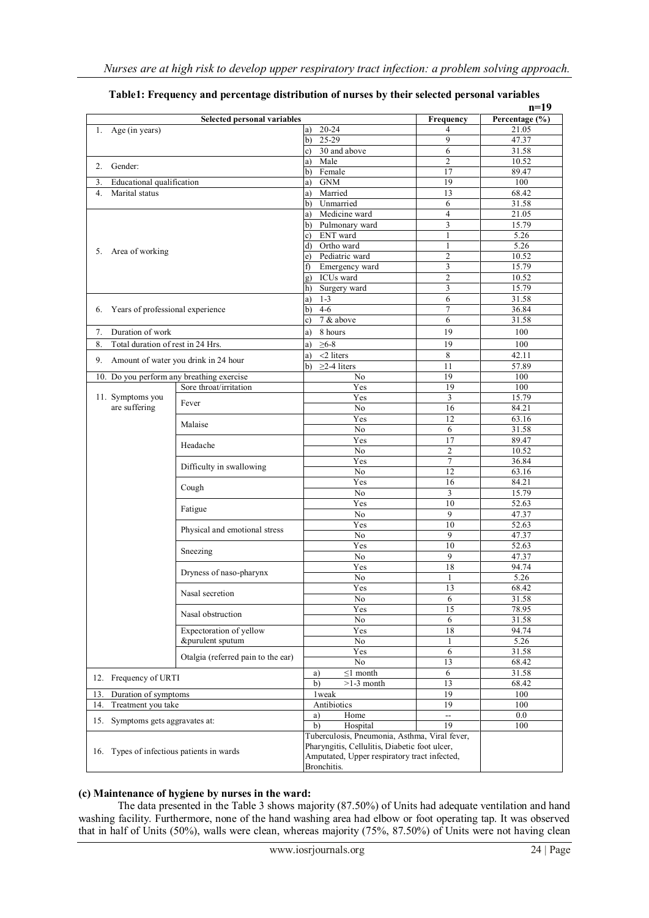**Table1: Frequency and percentage distribution of nurses by their selected personal variables**

**n=19**

| Selected personal variables | | | Frequency | Percentage (%) |
|---|---|---|---|---|
| 1. Age (in years) | | a) 20-24 | 4 | 21.05 |
| | | b) 25-29 | 9 | 47.37 |
| | | c) 30 and above | 6 | 31.58 |
| 2. Gender: | | a) Male | 2 | 10.52 |
| | | b) Female | 17 | 89.47 |
| 3. Educational qualification | | a) GNM | 19 | 100 |
| 4. Marital status | | a) Married | 13 | 68.42 |
| | | b) Unmarried | 6 | 31.58 |
| 5. Area of working | | a) Medicine ward | 4 | 21.05 |
| | | b) Pulmonary ward | 3 | 15.79 |
| | | c) ENT ward | 1 | 5.26 |
| | | d) Ortho ward | 1 | 5.26 |
| | | e) Pediatric ward | 2 | 10.52 |
| | | f) Emergency ward | 3 | 15.79 |
| | | g) ICUs ward | 2 | 10.52 |
| | | h) Surgery ward | 3 | 15.79 |
| 6. Years of professional experience | | a) 1-3 | 6 | 31.58 |
| | | b) 4-6 | 7 | 36.84 |
| | | c) 7 & above | 6 | 31.58 |
| 7. Duration of work | | a) 8 hours | 19 | 100 |
| 8. Total duration of rest in 24 Hrs. | | a) ≥6-8 | 19 | 100 |
| 9. Amount of water you drink in 24 hour | | a) <2 liters | 8 | 42.11 |
| | | b) ≥2-4 liters | 11 | 57.89 |
| 10. Do you perform any breathing exercise | | No | 19 | 100 |
| 11. Symptoms you are suffering | Sore throat/irritation | Yes | 19 | 100 |
| | Fever | Yes | 3 | 15.79 |
| | | No | 16 | 84.21 |
| | Malaise | Yes | 12 | 63.16 |
| | | No | 6 | 31.58 |
| | Headache | Yes | 17 | 89.47 |
| | | No | 2 | 10.52 |
| | Difficulty in swallowing | Yes | 7 | 36.84 |
| | | No | 12 | 63.16 |
| | Cough | Yes | 16 | 84.21 |
| | | No | 3 | 15.79 |
| | Fatigue | Yes | 10 | 52.63 |
| | | No | 9 | 47.37 |
| | Physical and emotional stress | Yes | 10 | 52.63 |
| | | No | 9 | 47.37 |
| | Sneezing | Yes | 10 | 52.63 |
| | | No | 9 | 47.37 |
| | Dryness of naso-pharynx | Yes | 18 | 94.74 |
| | | No | 1 | 5.26 |
| | Nasal secretion | Yes | 13 | 68.42 |
| | | No | 6 | 31.58 |
| | Nasal obstruction | Yes | 15 | 78.95 |
| | | No | 6 | 31.58 |
| | Expectoration of yellow &purulent sputum | Yes | 18 | 94.74 |
| | | No | 1 | 5.26 |
| | Otalgia (referred pain to the ear) | Yes | 6 | 31.58 |
| | | No | 13 | 68.42 |
| 12. Frequency of URTI | | a) ≤1 month | 6 | 31.58 |
| | | b) >1-3 month | 13 | 68.42 |
| 13. Duration of symptoms | | 1weak | 19 | 100 |
| 14. Treatment you take | | Antibiotics | 19 | 100 |
| 15. Symptoms gets aggravates at: | | a) Home | -- | 0.0 |
| | | b) Hospital | 19 | 100 |
| 16. Types of infectious patients in wards | | Tuberculosis, Pneumonia, Asthma, Viral fever, Pharyngitis, Cellulitis, Diabetic foot ulcer, Amputated, Upper respiratory tract infected, Bronchitis. | | |

**(c) Maintenance of hygiene by nurses in the ward:**

The data presented in the Table 3 shows majority (87.50%) of Units had adequate ventilation and hand washing facility. Furthermore, none of the hand washing area had elbow or foot operating tap. It was observed that in half of Units (50%), walls were clean, whereas majority (75%, 87.50%) of Units were not having clean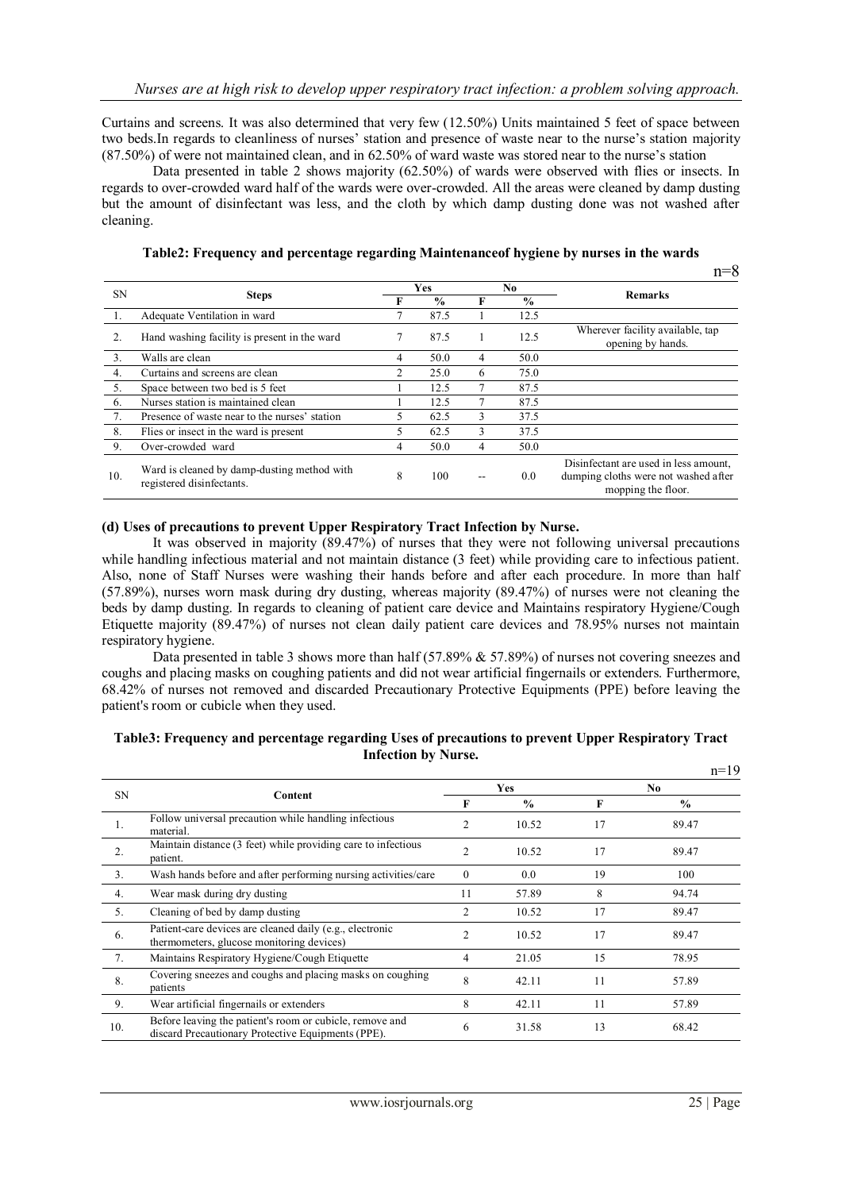Curtains and screens. It was also determined that very few (12.50%) Units maintained 5 feet of space between two beds.In regards to cleanliness of nurses' station and presence of waste near to the nurse's station majority (87.50%) of were not maintained clean, and in 62.50% of ward waste was stored near to the nurse's station

Data presented in table 2 shows majority (62.50%) of wards were observed with flies or insects. In regards to over-crowded ward half of the wards were over-crowded. All the areas were cleaned by damp dusting but the amount of disinfectant was less, and the cloth by which damp dusting done was not washed after cleaning.

**Table2: Frequency and percentage regarding Maintenanceof hygiene by nurses in the wards**

n=8

| SN | Steps | Yes | | No | | Remarks |
|---|---|---|---|---|---|---|
| | | F | % | F | % | |
| 1. | Adequate Ventilation in ward | 7 | 87.5 | 1 | 12.5 | |
| 2. | Hand washing facility is present in the ward | 7 | 87.5 | 1 | 12.5 | Wherever facility available, tap opening by hands. |
| 3. | Walls are clean | 4 | 50.0 | 4 | 50.0 | |
| 4. | Curtains and screens are clean | 2 | 25.0 | 6 | 75.0 | |
| 5. | Space between two bed is 5 feet | 1 | 12.5 | 7 | 87.5 | |
| 6. | Nurses station is maintained clean | 1 | 12.5 | 7 | 87.5 | |
| 7. | Presence of waste near to the nurses' station | 5 | 62.5 | 3 | 37.5 | |
| 8. | Flies or insect in the ward is present | 5 | 62.5 | 3 | 37.5 | |
| 9. | Over-crowded ward | 4 | 50.0 | 4 | 50.0 | |
| 10. | Ward is cleaned by damp-dusting method with registered disinfectants. | 8 | 100 | -- | 0.0 | Disinfectant are used in less amount, dumping cloths were not washed after mopping the floor. |

**(d) Uses of precautions to prevent Upper Respiratory Tract Infection by Nurse.**

It was observed in majority (89.47%) of nurses that they were not following universal precautions while handling infectious material and not maintain distance (3 feet) while providing care to infectious patient. Also, none of Staff Nurses were washing their hands before and after each procedure. In more than half (57.89%), nurses worn mask during dry dusting, whereas majority (89.47%) of nurses were not cleaning the beds by damp dusting. In regards to cleaning of patient care device and Maintains respiratory Hygiene/Cough Etiquette majority (89.47%) of nurses not clean daily patient care devices and 78.95% nurses not maintain respiratory hygiene.

Data presented in table 3 shows more than half (57.89% & 57.89%) of nurses not covering sneezes and coughs and placing masks on coughing patients and did not wear artificial fingernails or extenders. Furthermore, 68.42% of nurses not removed and discarded Precautionary Protective Equipments (PPE) before leaving the patient's room or cubicle when they used.

**Table3: Frequency and percentage regarding Uses of precautions to prevent Upper Respiratory Tract Infection by Nurse.**

n=19

| SN | Content | Yes | | No | |
|---|---|---|---|---|---|
| | | F | % | F | % |
| 1. | Follow universal precaution while handling infectious material. | 2 | 10.52 | 17 | 89.47 |
| 2. | Maintain distance (3 feet) while providing care to infectious patient. | 2 | 10.52 | 17 | 89.47 |
| 3. | Wash hands before and after performing nursing activities/care | 0 | 0.0 | 19 | 100 |
| 4. | Wear mask during dry dusting | 11 | 57.89 | 8 | 94.74 |
| 5. | Cleaning of bed by damp dusting | 2 | 10.52 | 17 | 89.47 |
| 6. | Patient-care devices are cleaned daily (e.g., electronic thermometers, glucose monitoring devices) | 2 | 10.52 | 17 | 89.47 |
| 7. | Maintains Respiratory Hygiene/Cough Etiquette | 4 | 21.05 | 15 | 78.95 |
| 8. | Covering sneezes and coughs and placing masks on coughing patients | 8 | 42.11 | 11 | 57.89 |
| 9. | Wear artificial fingernails or extenders | 8 | 42.11 | 11 | 57.89 |
| 10. | Before leaving the patient's room or cubicle, remove and discard Precautionary Protective Equipments (PPE). | 6 | 31.58 | 13 | 68.42 |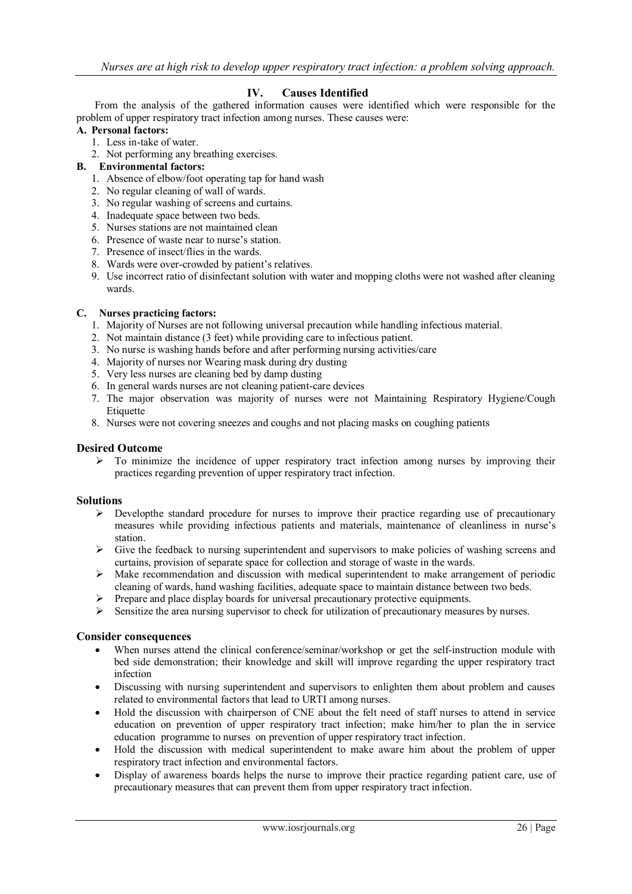## IV. Causes Identified

From the analysis of the gathered information causes were identified which were responsible for the problem of upper respiratory tract infection among nurses. These causes were:

**A. Personal factors:**

1. Less in-take of water.
2. Not performing any breathing exercises.

**B. Environmental factors:**

1. Absence of elbow/foot operating tap for hand wash
2. No regular cleaning of wall of wards.
3. No regular washing of screens and curtains.
4. Inadequate space between two beds.
5. Nurses stations are not maintained clean
6. Presence of waste near to nurse's station.
7. Presence of insect/flies in the wards.
8. Wards were over-crowded by patient's relatives.
9. Use incorrect ratio of disinfectant solution with water and mopping cloths were not washed after cleaning wards.

**C. Nurses practicing factors:**

1. Majority of Nurses are not following universal precaution while handling infectious material.
2. Not maintain distance (3 feet) while providing care to infectious patient.
3. No nurse is washing hands before and after performing nursing activities/care
4. Majority of nurses nor Wearing mask during dry dusting
5. Very less nurses are cleaning bed by damp dusting
6. In general wards nurses are not cleaning patient-care devices
7. The major observation was majority of nurses were not Maintaining Respiratory Hygiene/Cough Etiquette
8. Nurses were not covering sneezes and coughs and not placing masks on coughing patients

### Desired Outcome

- To minimize the incidence of upper respiratory tract infection among nurses by improving their practices regarding prevention of upper respiratory tract infection.

### Solutions

- Developthe standard procedure for nurses to improve their practice regarding use of precautionary measures while providing infectious patients and materials, maintenance of cleanliness in nurse's station.
- Give the feedback to nursing superintendent and supervisors to make policies of washing screens and curtains, provision of separate space for collection and storage of waste in the wards.
- Make recommendation and discussion with medical superintendent to make arrangement of periodic cleaning of wards, hand washing facilities, adequate space to maintain distance between two beds.
- Prepare and place display boards for universal precautionary protective equipments.
- Sensitize the area nursing supervisor to check for utilization of precautionary measures by nurses.

### Consider consequences

- When nurses attend the clinical conference/seminar/workshop or get the self-instruction module with bed side demonstration; their knowledge and skill will improve regarding the upper respiratory tract infection
- Discussing with nursing superintendent and supervisors to enlighten them about problem and causes related to environmental factors that lead to URTI among nurses.
- Hold the discussion with chairperson of CNE about the felt need of staff nurses to attend in service education on prevention of upper respiratory tract infection; make him/her to plan the in service education programme to nurses on prevention of upper respiratory tract infection.
- Hold the discussion with medical superintendent to make aware him about the problem of upper respiratory tract infection and environmental factors.
- Display of awareness boards helps the nurse to improve their practice regarding patient care, use of precautionary measures that can prevent them from upper respiratory tract infection.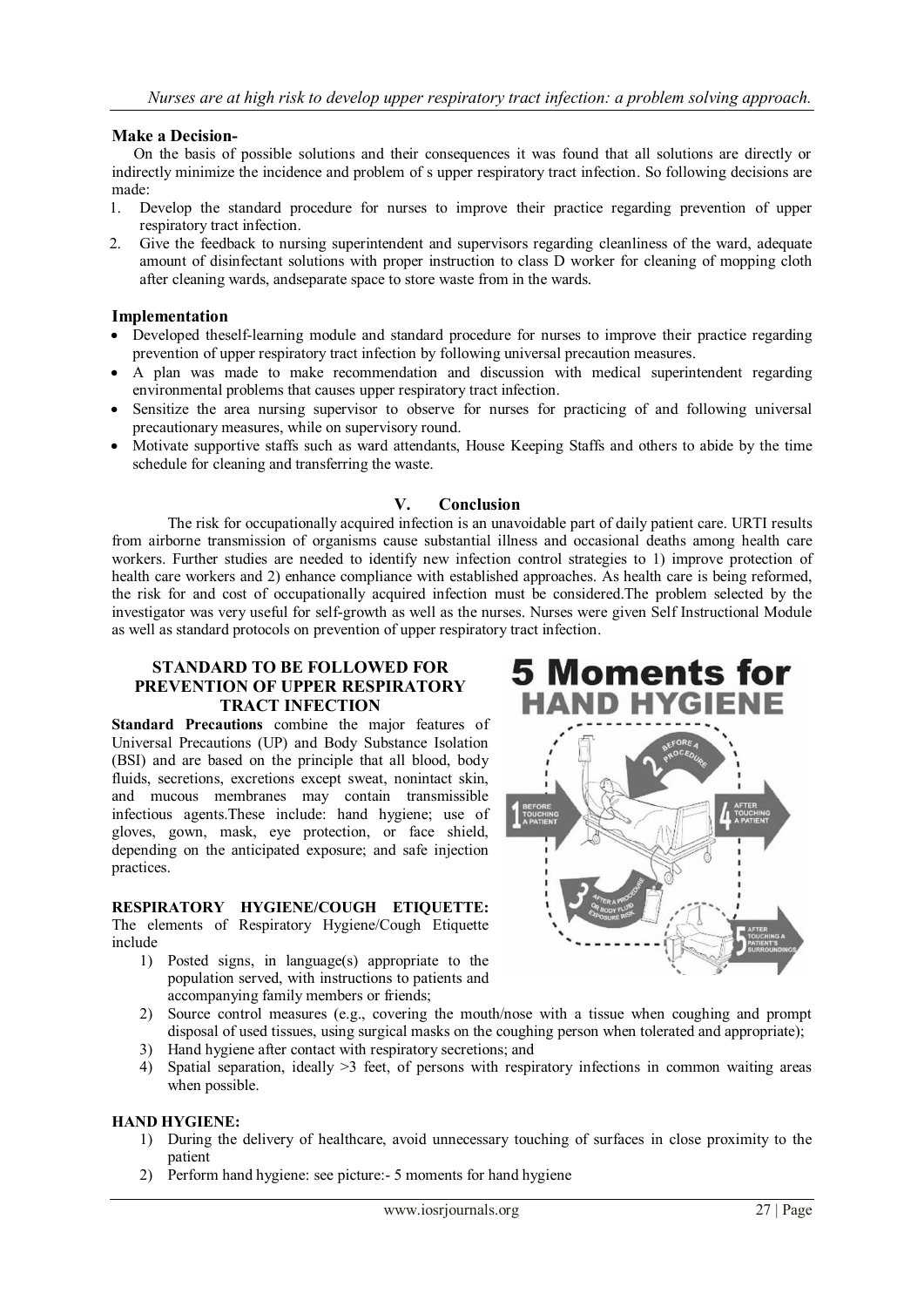**Make a Decision-**

On the basis of possible solutions and their consequences it was found that all solutions are directly or indirectly minimize the incidence and problem of s upper respiratory tract infection. So following decisions are made:

1. Develop the standard procedure for nurses to improve their practice regarding prevention of upper respiratory tract infection.
2. Give the feedback to nursing superintendent and supervisors regarding cleanliness of the ward, adequate amount of disinfectant solutions with proper instruction to class D worker for cleaning of mopping cloth after cleaning wards, andseparate space to store waste from in the wards.

**Implementation**

- Developed theself-learning module and standard procedure for nurses to improve their practice regarding prevention of upper respiratory tract infection by following universal precaution measures.
- A plan was made to make recommendation and discussion with medical superintendent regarding environmental problems that causes upper respiratory tract infection.
- Sensitize the area nursing supervisor to observe for nurses for practicing of and following universal precautionary measures, while on supervisory round.
- Motivate supportive staffs such as ward attendants, House Keeping Staffs and others to abide by the time schedule for cleaning and transferring the waste.

## V. Conclusion

The risk for occupationally acquired infection is an unavoidable part of daily patient care. URTI results from airborne transmission of organisms cause substantial illness and occasional deaths among health care workers. Further studies are needed to identify new infection control strategies to 1) improve protection of health care workers and 2) enhance compliance with established approaches. As health care is being reformed, the risk for and cost of occupationally acquired infection must be considered.The problem selected by the investigator was very useful for self-growth as well as the nurses. Nurses were given Self Instructional Module as well as standard protocols on prevention of upper respiratory tract infection.

### STANDARD TO BE FOLLOWED FOR PREVENTION OF UPPER RESPIRATORY TRACT INFECTION

**Standard Precautions** combine the major features of Universal Precautions (UP) and Body Substance Isolation (BSI) and are based on the principle that all blood, body fluids, secretions, excretions except sweat, nonintact skin, and mucous membranes may contain transmissible infectious agents.These include: hand hygiene; use of gloves, gown, mask, eye protection, or face shield, depending on the anticipated exposure; and safe injection practices.

**RESPIRATORY HYGIENE/COUGH ETIQUETTE:** The elements of Respiratory Hygiene/Cough Etiquette include

1) Posted signs, in language(s) appropriate to the population served, with instructions to patients and accompanying family members or friends;
2) Source control measures (e.g., covering the mouth/nose with a tissue when coughing and prompt disposal of used tissues, using surgical masks on the coughing person when tolerated and appropriate);
3) Hand hygiene after contact with respiratory secretions; and
4) Spatial separation, ideally >3 feet, of persons with respiratory infections in common waiting areas when possible.

**HAND HYGIENE:**

1) During the delivery of healthcare, avoid unnecessary touching of surfaces in close proximity to the patient
2) Perform hand hygiene: see picture:- 5 moments for hand hygiene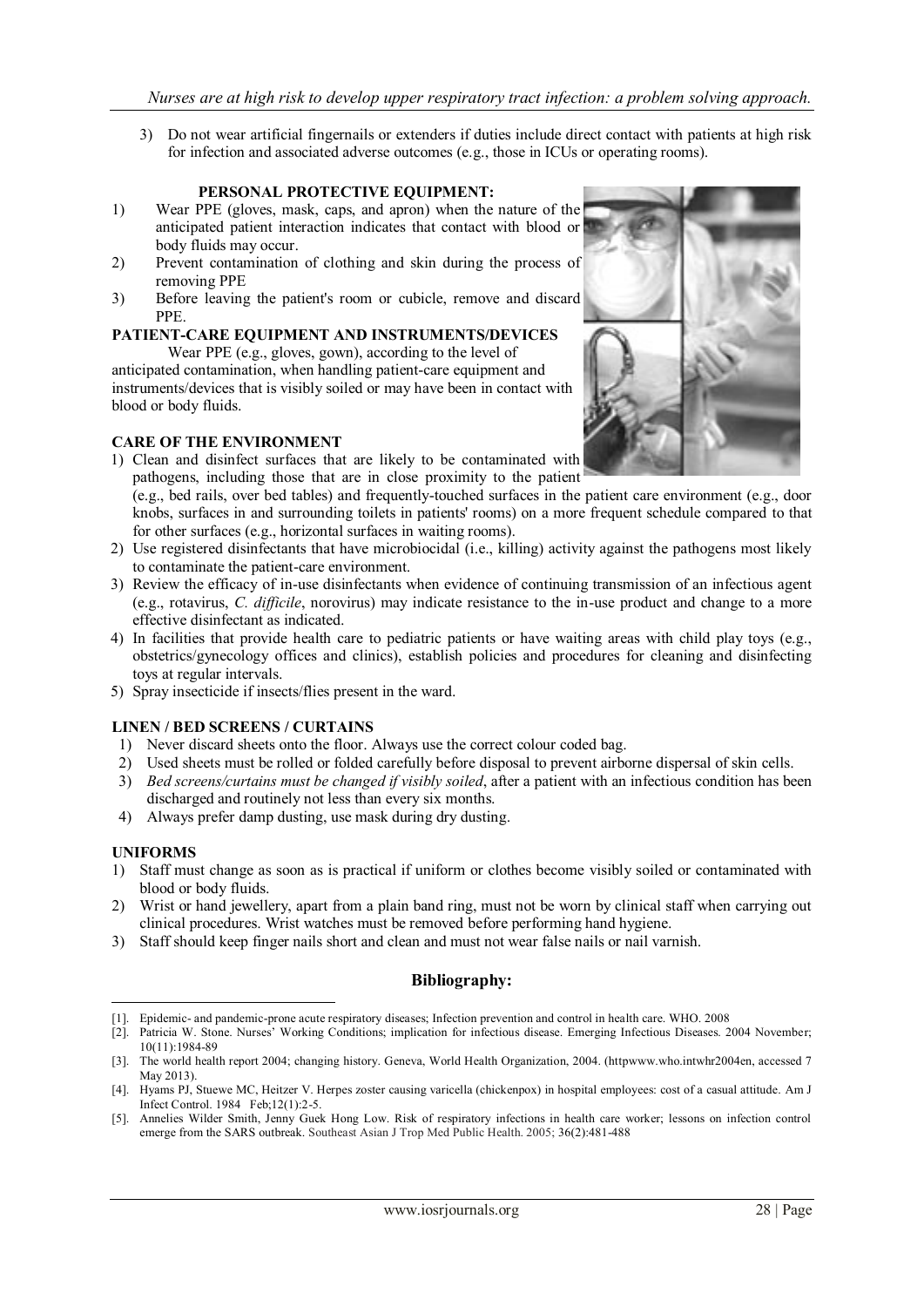3) Do not wear artificial fingernails or extenders if duties include direct contact with patients at high risk for infection and associated adverse outcomes (e.g., those in ICUs or operating rooms).

**PERSONAL PROTECTIVE EQUIPMENT:**

1) Wear PPE (gloves, mask, caps, and apron) when the nature of the anticipated patient interaction indicates that contact with blood or body fluids may occur.
2) Prevent contamination of clothing and skin during the process of removing PPE
3) Before leaving the patient's room or cubicle, remove and discard PPE.

**PATIENT-CARE EQUIPMENT AND INSTRUMENTS/DEVICES**

Wear PPE (e.g., gloves, gown), according to the level of anticipated contamination, when handling patient-care equipment and instruments/devices that is visibly soiled or may have been in contact with blood or body fluids.

**CARE OF THE ENVIRONMENT**

1) Clean and disinfect surfaces that are likely to be contaminated with pathogens, including those that are in close proximity to the patient (e.g., bed rails, over bed tables) and frequently-touched surfaces in the patient care environment (e.g., door knobs, surfaces in and surrounding toilets in patients' rooms) on a more frequent schedule compared to that for other surfaces (e.g., horizontal surfaces in waiting rooms).
2) Use registered disinfectants that have microbiocidal (i.e., killing) activity against the pathogens most likely to contaminate the patient-care environment.
3) Review the efficacy of in-use disinfectants when evidence of continuing transmission of an infectious agent (e.g., rotavirus, *C. difficile*, norovirus) may indicate resistance to the in-use product and change to a more effective disinfectant as indicated.
4) In facilities that provide health care to pediatric patients or have waiting areas with child play toys (e.g., obstetrics/gynecology offices and clinics), establish policies and procedures for cleaning and disinfecting toys at regular intervals.
5) Spray insecticide if insects/flies present in the ward.

**LINEN / BED SCREENS / CURTAINS**

1) Never discard sheets onto the floor. Always use the correct colour coded bag.
2) Used sheets must be rolled or folded carefully before disposal to prevent airborne dispersal of skin cells.
3) *Bed screens/curtains must be changed if visibly soiled*, after a patient with an infectious condition has been discharged and routinely not less than every six months.
4) Always prefer damp dusting, use mask during dry dusting.

**UNIFORMS**

1) Staff must change as soon as is practical if uniform or clothes become visibly soiled or contaminated with blood or body fluids.
2) Wrist or hand jewellery, apart from a plain band ring, must not be worn by clinical staff when carrying out clinical procedures. Wrist watches must be removed before performing hand hygiene.
3) Staff should keep finger nails short and clean and must not wear false nails or nail varnish.

## Bibliography:

[1]. Epidemic- and pandemic-prone acute respiratory diseases; Infection prevention and control in health care. WHO. 2008

[2]. Patricia W. Stone. Nurses' Working Conditions; implication for infectious disease. Emerging Infectious Diseases. 2004 November; 10(11):1984-89

[3]. The world health report 2004; changing history. Geneva, World Health Organization, 2004. (httpwww.who.intwhr2004en, accessed 7 May 2013).

[4]. Hyams PJ, Stuewe MC, Heitzer V. Herpes zoster causing varicella (chickenpox) in hospital employees: cost of a casual attitude. Am J Infect Control. 1984 Feb;12(1):2-5.

[5]. Annelies Wilder Smith, Jenny Guek Hong Low. Risk of respiratory infections in health care worker; lessons on infection control emerge from the SARS outbreak. Southeast Asian J Trop Med Public Health. 2005; 36(2):481-488